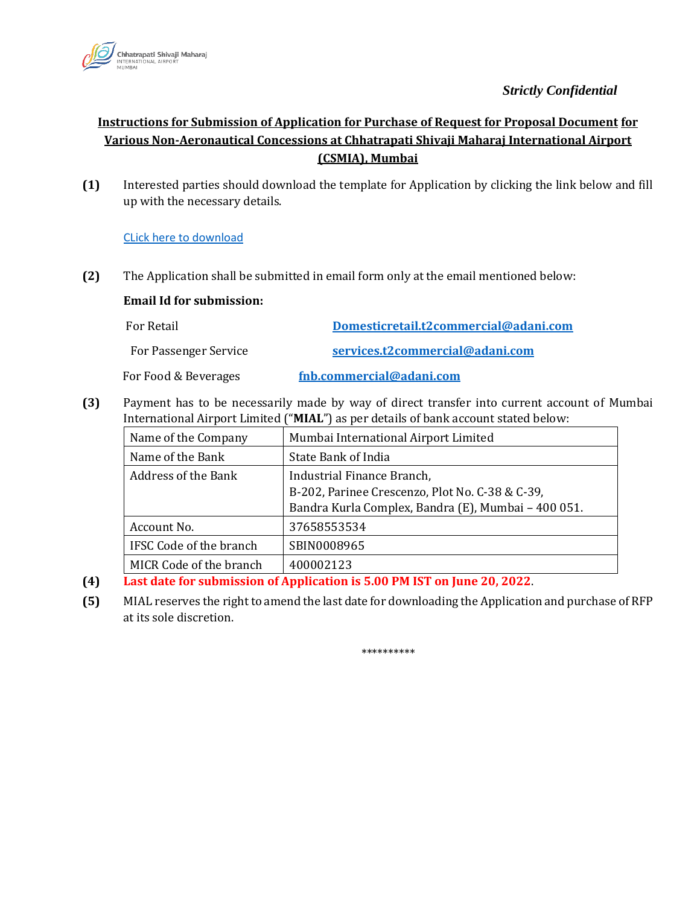*Strictly Confidential*

## Instructions for Submission of Application for Purchase of Request for Proposal Document for Various Non-Aeronautical Concessions at Chhatrapati Shivaji Maharaj International Airport (CSMIA), Mumbai

**(1)** Interested parties should download the template for Application by clicking the link below and fill up with the necessary details.

CLick here to download

**(2)** The Application shall be submitted in email form only at the email mentioned below:

**Email Id for submission:**

For Retail **Domesticretail.t2commercial@adani.com**

For Passenger Service **services.t2commercial@adani.com**

For Food & Beverages **fnb.commercial@adani.com**

**(3)** Payment has to be necessarily made by way of direct transfer into current account of Mumbai International Airport Limited ("**MIAL**") as per details of bank account stated below:

| Name of the Company | Mumbai International Airport Limited |
|---|---|
| Name of the Bank | State Bank of India |
| Address of the Bank | Industrial Finance Branch,<br>B-202, Parinee Crescenzo, Plot No. C-38 & C-39,<br>Bandra Kurla Complex, Bandra (E), Mumbai – 400 051. |
| Account No. | 37658553534 |
| IFSC Code of the branch | SBIN0008965 |
| MICR Code of the branch | 400002123 |

**(4)** **Last date for submission of Application is 5.00 PM IST on June 20, 2022**.

**(5)** MIAL reserves the right to amend the last date for downloading the Application and purchase of RFP at its sole discretion.

**********